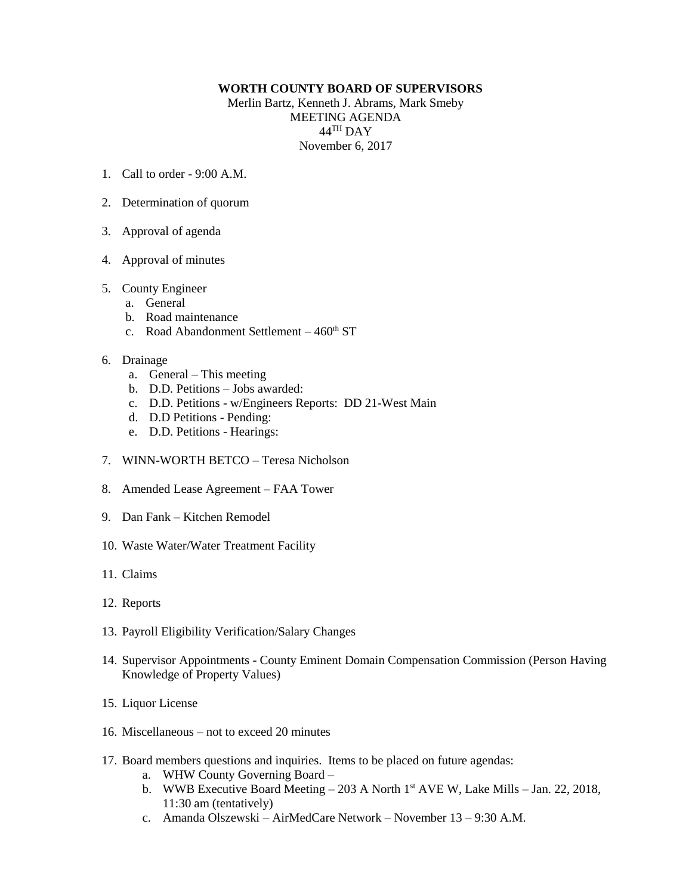**WORTH COUNTY BOARD OF SUPERVISORS**

Merlin Bartz, Kenneth J. Abrams, Mark Smeby
MEETING AGENDA
44TH DAY
November 6, 2017

1. Call to order - 9:00 A.M.

2. Determination of quorum

3. Approval of agenda

4. Approval of minutes

5. County Engineer
   a. General
   b. Road maintenance
   c. Road Abandonment Settlement – 460th ST

6. Drainage
   a. General – This meeting
   b. D.D. Petitions – Jobs awarded:
   c. D.D. Petitions - w/Engineers Reports: DD 21-West Main
   d. D.D Petitions - Pending:
   e. D.D. Petitions - Hearings:

7. WINN-WORTH BETCO – Teresa Nicholson

8. Amended Lease Agreement – FAA Tower

9. Dan Fank – Kitchen Remodel

10. Waste Water/Water Treatment Facility

11. Claims

12. Reports

13. Payroll Eligibility Verification/Salary Changes

14. Supervisor Appointments - County Eminent Domain Compensation Commission (Person Having Knowledge of Property Values)

15. Liquor License

16. Miscellaneous – not to exceed 20 minutes

17. Board members questions and inquiries. Items to be placed on future agendas:
    a. WHW County Governing Board –
    b. WWB Executive Board Meeting – 203 A North 1st AVE W, Lake Mills – Jan. 22, 2018, 11:30 am (tentatively)
    c. Amanda Olszewski – AirMedCare Network – November 13 – 9:30 A.M.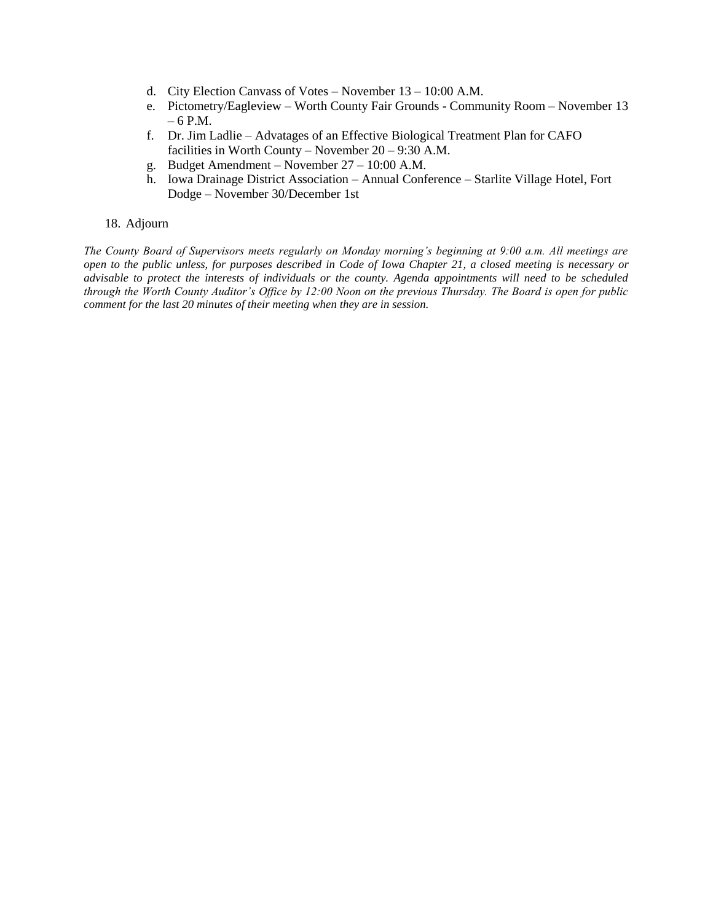d. City Election Canvass of Votes – November 13 – 10:00 A.M.
e. Pictometry/Eagleview – Worth County Fair Grounds - Community Room – November 13 – 6 P.M.
f. Dr. Jim Ladlie – Advatages of an Effective Biological Treatment Plan for CAFO facilities in Worth County – November 20 – 9:30 A.M.
g. Budget Amendment – November 27 – 10:00 A.M.
h. Iowa Drainage District Association – Annual Conference – Starlite Village Hotel, Fort Dodge – November 30/December 1st

18. Adjourn

*The County Board of Supervisors meets regularly on Monday morning's beginning at 9:00 a.m. All meetings are open to the public unless, for purposes described in Code of Iowa Chapter 21, a closed meeting is necessary or advisable to protect the interests of individuals or the county. Agenda appointments will need to be scheduled through the Worth County Auditor's Office by 12:00 Noon on the previous Thursday. The Board is open for public comment for the last 20 minutes of their meeting when they are in session.*